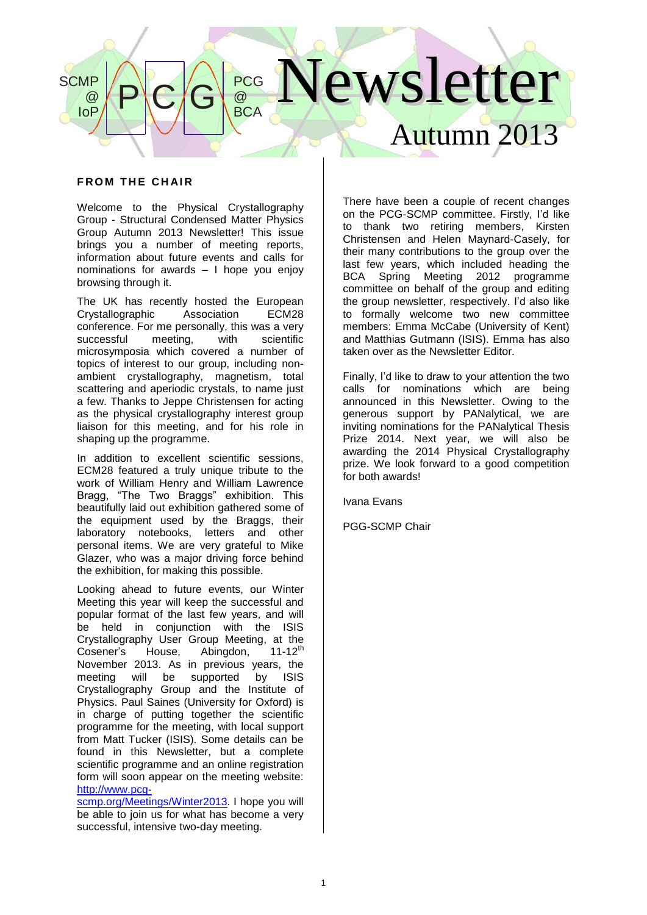# Newsletter

## Autumn 2013

SCMP @ IoP — PCG — PCG @ BCA

### FROM THE CHAIR

Welcome to the Physical Crystallography Group - Structural Condensed Matter Physics Group Autumn 2013 Newsletter! This issue brings you a number of meeting reports, information about future events and calls for nominations for awards – I hope you enjoy browsing through it.

The UK has recently hosted the European Crystallographic Association ECM28 conference. For me personally, this was a very successful meeting, with scientific microsymposia which covered a number of topics of interest to our group, including non-ambient crystallography, magnetism, total scattering and aperiodic crystals, to name just a few. Thanks to Jeppe Christensen for acting as the physical crystallography interest group liaison for this meeting, and for his role in shaping up the programme.

In addition to excellent scientific sessions, ECM28 featured a truly unique tribute to the work of William Henry and William Lawrence Bragg, "The Two Braggs" exhibition. This beautifully laid out exhibition gathered some of the equipment used by the Braggs, their laboratory notebooks, letters and other personal items. We are very grateful to Mike Glazer, who was a major driving force behind the exhibition, for making this possible.

Looking ahead to future events, our Winter Meeting this year will keep the successful and popular format of the last few years, and will be held in conjunction with the ISIS Crystallography User Group Meeting, at the Cosener's House, Abingdon, 11-12th November 2013. As in previous years, the meeting will be supported by ISIS Crystallography Group and the Institute of Physics. Paul Saines (University for Oxford) is in charge of putting together the scientific programme for the meeting, with local support from Matt Tucker (ISIS). Some details can be found in this Newsletter, but a complete scientific programme and an online registration form will soon appear on the meeting website: [http://www.pcg-scmp.org/Meetings/Winter2013](http://www.pcg-scmp.org/Meetings/Winter2013). I hope you will be able to join us for what has become a very successful, intensive two-day meeting.

There have been a couple of recent changes on the PCG-SCMP committee. Firstly, I'd like to thank two retiring members, Kirsten Christensen and Helen Maynard-Casely, for their many contributions to the group over the last few years, which included heading the BCA Spring Meeting 2012 programme committee on behalf of the group and editing the group newsletter, respectively. I'd also like to formally welcome two new committee members: Emma McCabe (University of Kent) and Matthias Gutmann (ISIS). Emma has also taken over as the Newsletter Editor.

Finally, I'd like to draw to your attention the two calls for nominations which are being announced in this Newsletter. Owing to the generous support by PANalytical, we are inviting nominations for the PANalytical Thesis Prize 2014. Next year, we will also be awarding the 2014 Physical Crystallography prize. We look forward to a good competition for both awards!

Ivana Evans

PGG-SCMP Chair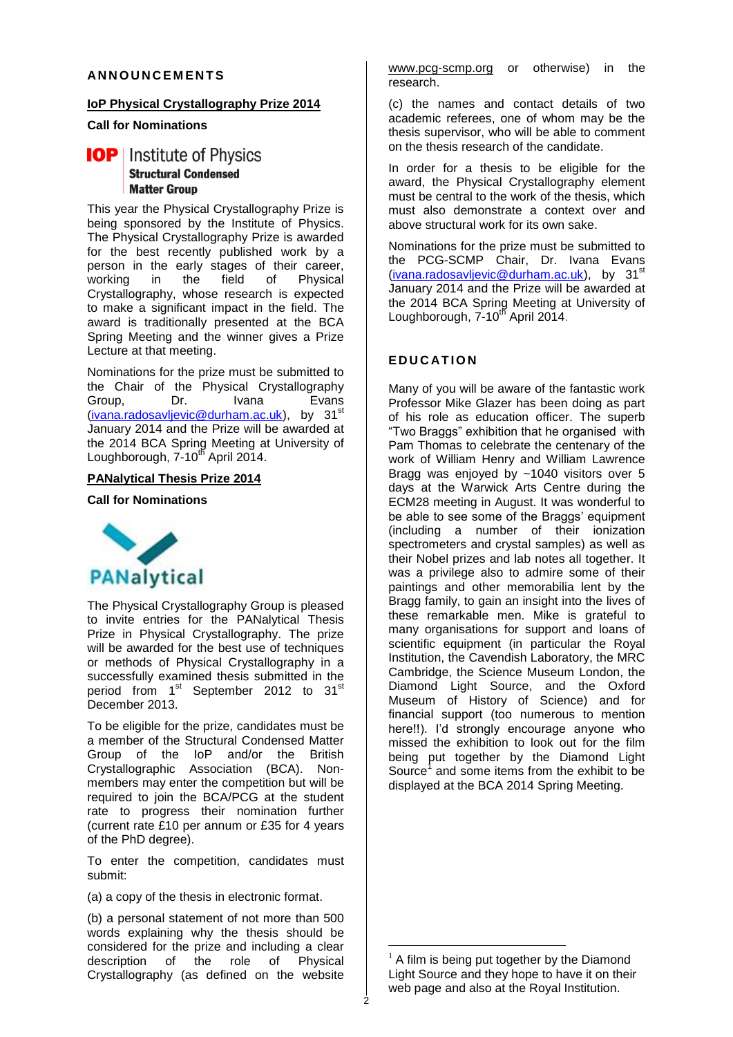## ANNOUNCEMENTS

### IoP Physical Crystallography Prize 2014

**Call for Nominations**

**IOP** Institute of Physics
**Structural Condensed Matter Group**

This year the Physical Crystallography Prize is being sponsored by the Institute of Physics. The Physical Crystallography Prize is awarded for the best recently published work by a person in the early stages of their career, working in the field of Physical Crystallography, whose research is expected to make a significant impact in the field. The award is traditionally presented at the BCA Spring Meeting and the winner gives a Prize Lecture at that meeting.

Nominations for the prize must be submitted to the Chair of the Physical Crystallography Group, Dr. Ivana Evans (ivana.radosavljevic@durham.ac.uk), by 31st January 2014 and the Prize will be awarded at the 2014 BCA Spring Meeting at University of Loughborough, 7-10th April 2014.

### PANalytical Thesis Prize 2014

**Call for Nominations**

PANalytical

The Physical Crystallography Group is pleased to invite entries for the PANalytical Thesis Prize in Physical Crystallography. The prize will be awarded for the best use of techniques or methods of Physical Crystallography in a successfully examined thesis submitted in the period from 1st September 2012 to 31st December 2013.

To be eligible for the prize, candidates must be a member of the Structural Condensed Matter Group of the IoP and/or the British Crystallographic Association (BCA). Non-members may enter the competition but will be required to join the BCA/PCG at the student rate to progress their nomination further (current rate £10 per annum or £35 for 4 years of the PhD degree).

To enter the competition, candidates must submit:

(a) a copy of the thesis in electronic format.

(b) a personal statement of not more than 500 words explaining why the thesis should be considered for the prize and including a clear description of the role of Physical Crystallography (as defined on the website www.pcg-scmp.org or otherwise) in the research.

(c) the names and contact details of two academic referees, one of whom may be the thesis supervisor, who will be able to comment on the thesis research of the candidate.

In order for a thesis to be eligible for the award, the Physical Crystallography element must be central to the work of the thesis, which must also demonstrate a context over and above structural work for its own sake.

Nominations for the prize must be submitted to the PCG-SCMP Chair, Dr. Ivana Evans (ivana.radosavljevic@durham.ac.uk), by 31st January 2014 and the Prize will be awarded at the 2014 BCA Spring Meeting at University of Loughborough, 7-10th April 2014.

## EDUCATION

Many of you will be aware of the fantastic work Professor Mike Glazer has been doing as part of his role as education officer. The superb "Two Braggs" exhibition that he organised with Pam Thomas to celebrate the centenary of the work of William Henry and William Lawrence Bragg was enjoyed by ~1040 visitors over 5 days at the Warwick Arts Centre during the ECM28 meeting in August. It was wonderful to be able to see some of the Braggs' equipment (including a number of their ionization spectrometers and crystal samples) as well as their Nobel prizes and lab notes all together. It was a privilege also to admire some of their paintings and other memorabilia lent by the Bragg family, to gain an insight into the lives of these remarkable men. Mike is grateful to many organisations for support and loans of scientific equipment (in particular the Royal Institution, the Cavendish Laboratory, the MRC Cambridge, the Science Museum London, the Diamond Light Source, and the Oxford Museum of History of Science) and for financial support (too numerous to mention here!!). I'd strongly encourage anyone who missed the exhibition to look out for the film being put together by the Diamond Light Source[1] and some items from the exhibit to be displayed at the BCA 2014 Spring Meeting.

[1] A film is being put together by the Diamond Light Source and they hope to have it on their web page and also at the Royal Institution.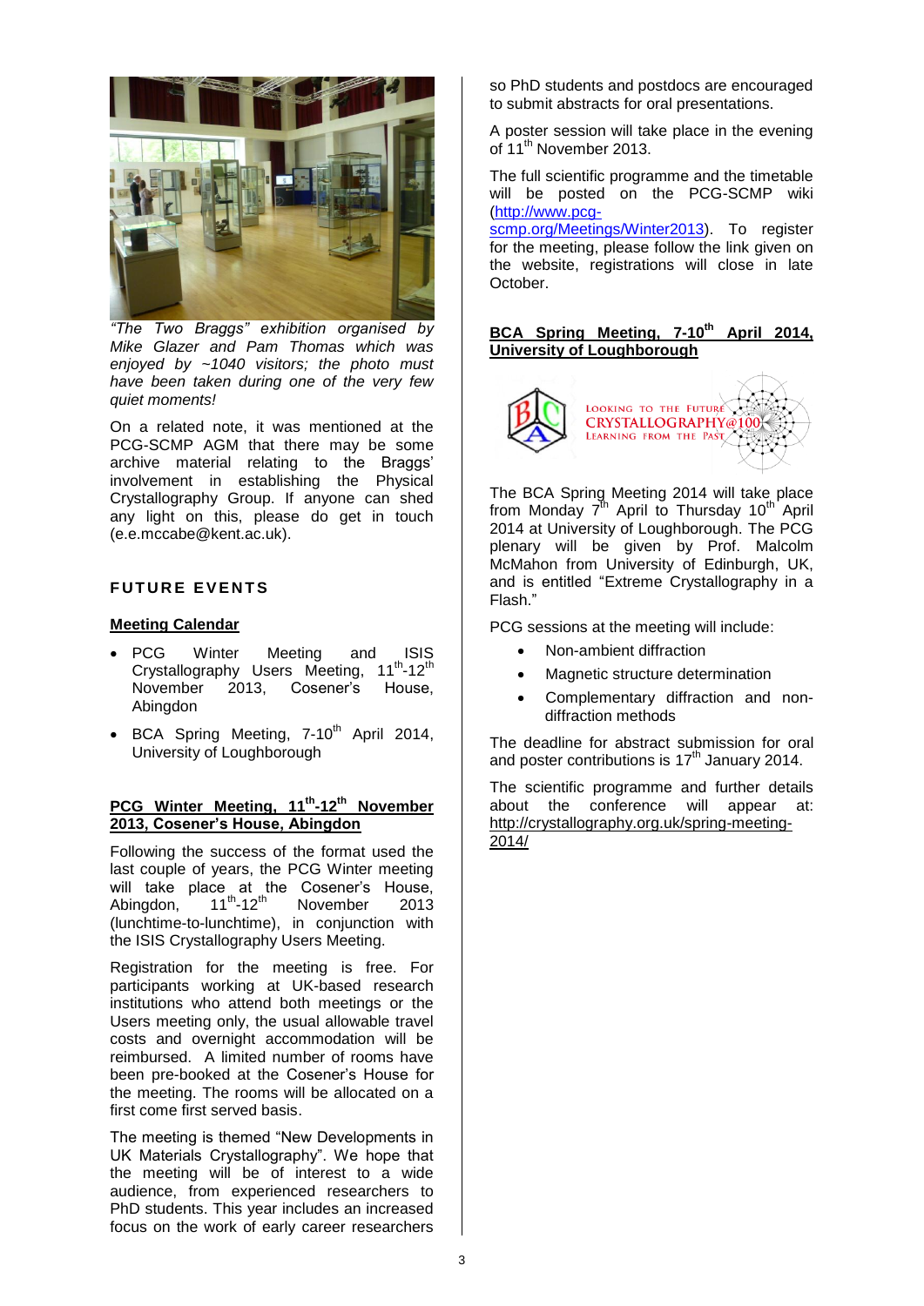*"The Two Braggs" exhibition organised by Mike Glazer and Pam Thomas which was enjoyed by ~1040 visitors; the photo must have been taken during one of the very few quiet moments!*

On a related note, it was mentioned at the PCG-SCMP AGM that there may be some archive material relating to the Braggs' involvement in establishing the Physical Crystallography Group. If anyone can shed any light on this, please do get in touch (e.e.mccabe@kent.ac.uk).

## FUTURE EVENTS

### Meeting Calendar

- PCG Winter Meeting and ISIS Crystallography Users Meeting, 11th-12th November 2013, Cosener's House, Abingdon
- BCA Spring Meeting, 7-10th April 2014, University of Loughborough

### PCG Winter Meeting, 11th-12th November 2013, Cosener's House, Abingdon

Following the success of the format used the last couple of years, the PCG Winter meeting will take place at the Cosener's House, Abingdon, 11th-12th November 2013 (lunchtime-to-lunchtime), in conjunction with the ISIS Crystallography Users Meeting.

Registration for the meeting is free. For participants working at UK-based research institutions who attend both meetings or the Users meeting only, the usual allowable travel costs and overnight accommodation will be reimbursed. A limited number of rooms have been pre-booked at the Cosener's House for the meeting. The rooms will be allocated on a first come first served basis.

The meeting is themed "New Developments in UK Materials Crystallography". We hope that the meeting will be of interest to a wide audience, from experienced researchers to PhD students. This year includes an increased focus on the work of early career researchers so PhD students and postdocs are encouraged to submit abstracts for oral presentations.

A poster session will take place in the evening of 11th November 2013.

The full scientific programme and the timetable will be posted on the PCG-SCMP wiki (http://www.pcg-scmp.org/Meetings/Winter2013). To register for the meeting, please follow the link given on the website, registrations will close in late October.

### BCA Spring Meeting, 7-10th April 2014, University of Loughborough

LOOKING TO THE FUTURE
CRYSTALLOGRAPHY@100
LEARNING FROM THE PAST

The BCA Spring Meeting 2014 will take place from Monday 7th April to Thursday 10th April 2014 at University of Loughborough. The PCG plenary will be given by Prof. Malcolm McMahon from University of Edinburgh, UK, and is entitled "Extreme Crystallography in a Flash."

PCG sessions at the meeting will include:

- Non-ambient diffraction
- Magnetic structure determination
- Complementary diffraction and non-diffraction methods

The deadline for abstract submission for oral and poster contributions is 17th January 2014.

The scientific programme and further details about the conference will appear at: http://crystallography.org.uk/spring-meeting-2014/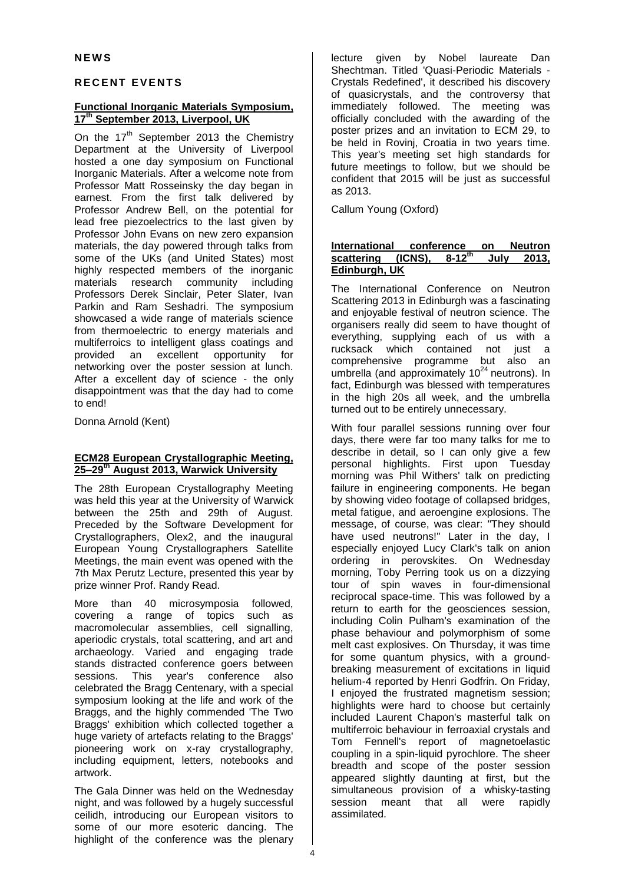# NEWS

## RECENT EVENTS

### Functional Inorganic Materials Symposium, 17th September 2013, Liverpool, UK

On the 17th September 2013 the Chemistry Department at the University of Liverpool hosted a one day symposium on Functional Inorganic Materials. After a welcome note from Professor Matt Rosseinsky the day began in earnest. From the first talk delivered by Professor Andrew Bell, on the potential for lead free piezoelectrics to the last given by Professor John Evans on new zero expansion materials, the day powered through talks from some of the UKs (and United States) most highly respected members of the inorganic materials research community including Professors Derek Sinclair, Peter Slater, Ivan Parkin and Ram Seshadri. The symposium showcased a wide range of materials science from thermoelectric to energy materials and multiferroics to intelligent glass coatings and provided an excellent opportunity for networking over the poster session at lunch. After a excellent day of science - the only disappointment was that the day had to come to end!

Donna Arnold (Kent)

### ECM28 European Crystallographic Meeting, 25–29th August 2013, Warwick University

The 28th European Crystallography Meeting was held this year at the University of Warwick between the 25th and 29th of August. Preceded by the Software Development for Crystallographers, Olex2, and the inaugural European Young Crystallographers Satellite Meetings, the main event was opened with the 7th Max Perutz Lecture, presented this year by prize winner Prof. Randy Read.

More than 40 microsymposia followed, covering a range of topics such as macromolecular assemblies, cell signalling, aperiodic crystals, total scattering, and art and archaeology. Varied and engaging trade stands distracted conference goers between sessions. This year's conference also celebrated the Bragg Centenary, with a special symposium looking at the life and work of the Braggs, and the highly commended 'The Two Braggs' exhibition which collected together a huge variety of artefacts relating to the Braggs' pioneering work on x-ray crystallography, including equipment, letters, notebooks and artwork.

The Gala Dinner was held on the Wednesday night, and was followed by a hugely successful ceilidh, introducing our European visitors to some of our more esoteric dancing. The highlight of the conference was the plenary lecture given by Nobel laureate Dan Shechtman. Titled 'Quasi-Periodic Materials - Crystals Redefined', it described his discovery of quasicrystals, and the controversy that immediately followed. The meeting was officially concluded with the awarding of the poster prizes and an invitation to ECM 29, to be held in Rovinj, Croatia in two years time. This year's meeting set high standards for future meetings to follow, but we should be confident that 2015 will be just as successful as 2013.

Callum Young (Oxford)

### International conference on Neutron scattering (ICNS), 8-12th July 2013, Edinburgh, UK

The International Conference on Neutron Scattering 2013 in Edinburgh was a fascinating and enjoyable festival of neutron science. The organisers really did seem to have thought of everything, supplying each of us with a rucksack which contained not just a comprehensive programme but also an umbrella (and approximately $10^{24}$ neutrons). In fact, Edinburgh was blessed with temperatures in the high 20s all week, and the umbrella turned out to be entirely unnecessary.

With four parallel sessions running over four days, there were far too many talks for me to describe in detail, so I can only give a few personal highlights. First upon Tuesday morning was Phil Withers' talk on predicting failure in engineering components. He began by showing video footage of collapsed bridges, metal fatigue, and aeroengine explosions. The message, of course, was clear: "They should have used neutrons!" Later in the day, I especially enjoyed Lucy Clark's talk on anion ordering in perovskites. On Wednesday morning, Toby Perring took us on a dizzying tour of spin waves in four-dimensional reciprocal space-time. This was followed by a return to earth for the geosciences session, including Colin Pulham's examination of the phase behaviour and polymorphism of some melt cast explosives. On Thursday, it was time for some quantum physics, with a ground-breaking measurement of excitations in liquid helium-4 reported by Henri Godfrin. On Friday, I enjoyed the frustrated magnetism session; highlights were hard to choose but certainly included Laurent Chapon's masterful talk on multiferroic behaviour in ferroaxial crystals and Tom Fennell's report of magnetoelastic coupling in a spin-liquid pyrochlore. The sheer breadth and scope of the poster session appeared slightly daunting at first, but the simultaneous provision of a whisky-tasting session meant that all were rapidly assimilated.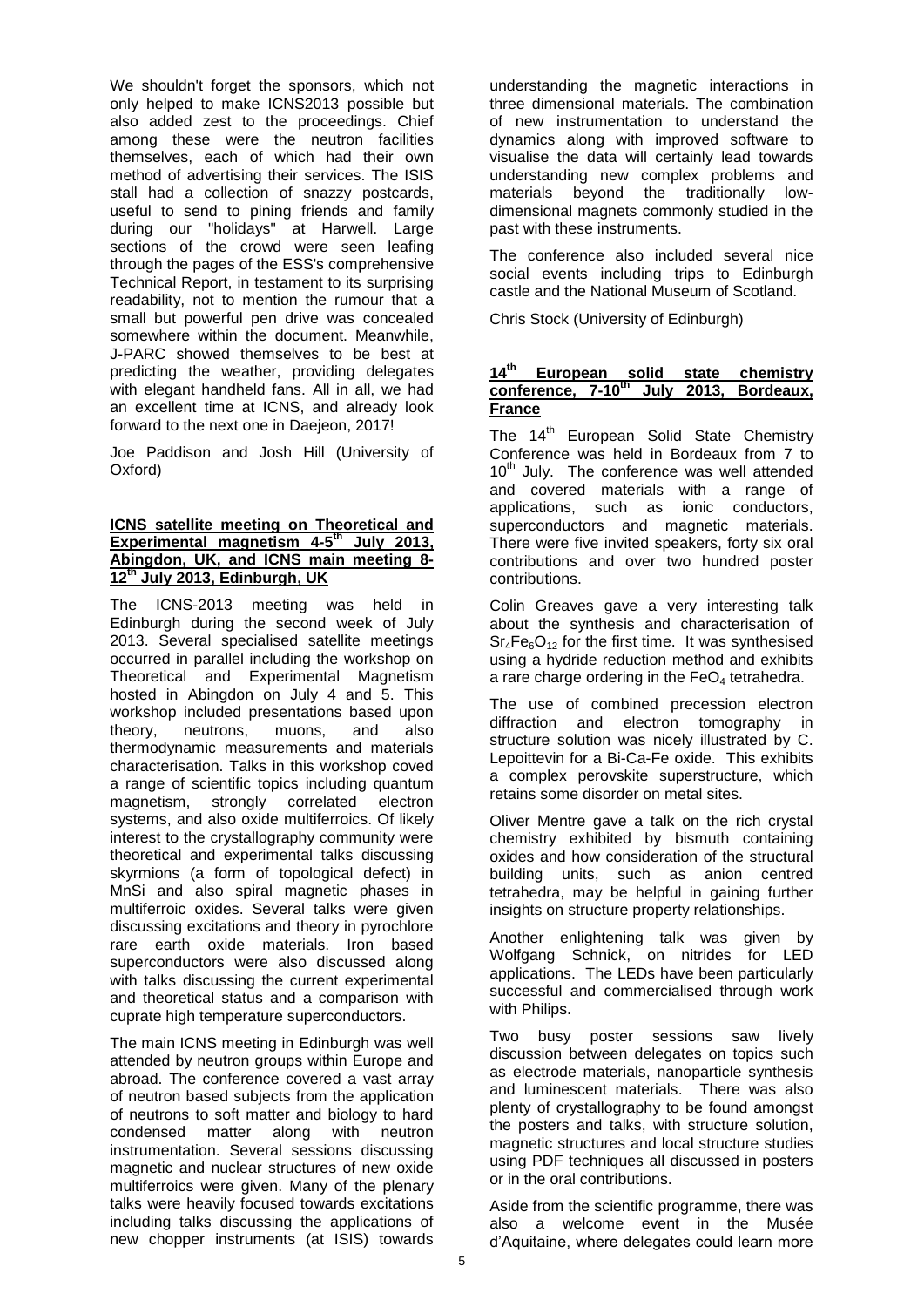We shouldn't forget the sponsors, which not only helped to make ICNS2013 possible but also added zest to the proceedings. Chief among these were the neutron facilities themselves, each of which had their own method of advertising their services. The ISIS stall had a collection of snazzy postcards, useful to send to pining friends and family during our "holidays" at Harwell. Large sections of the crowd were seen leafing through the pages of the ESS's comprehensive Technical Report, in testament to its surprising readability, not to mention the rumour that a small but powerful pen drive was concealed somewhere within the document. Meanwhile, J-PARC showed themselves to be best at predicting the weather, providing delegates with elegant handheld fans. All in all, we had an excellent time at ICNS, and already look forward to the next one in Daejeon, 2017!

Joe Paddison and Josh Hill (University of Oxford)

## ICNS satellite meeting on Theoretical and Experimental magnetism 4-5th July 2013, Abingdon, UK, and ICNS main meeting 8-12th July 2013, Edinburgh, UK

The ICNS-2013 meeting was held in Edinburgh during the second week of July 2013. Several specialised satellite meetings occurred in parallel including the workshop on Theoretical and Experimental Magnetism hosted in Abingdon on July 4 and 5. This workshop included presentations based upon theory, neutrons, muons, and also thermodynamic measurements and materials characterisation. Talks in this workshop coved a range of scientific topics including quantum magnetism, strongly correlated electron systems, and also oxide multiferroics. Of likely interest to the crystallography community were theoretical and experimental talks discussing skyrmions (a form of topological defect) in MnSi and also spiral magnetic phases in multiferroic oxides. Several talks were given discussing excitations and theory in pyrochlore rare earth oxide materials. Iron based superconductors were also discussed along with talks discussing the current experimental and theoretical status and a comparison with cuprate high temperature superconductors.

The main ICNS meeting in Edinburgh was well attended by neutron groups within Europe and abroad. The conference covered a vast array of neutron based subjects from the application of neutrons to soft matter and biology to hard condensed matter along with neutron instrumentation. Several sessions discussing magnetic and nuclear structures of new oxide multiferroics were given. Many of the plenary talks were heavily focused towards excitations including talks discussing the applications of new chopper instruments (at ISIS) towards understanding the magnetic interactions in three dimensional materials. The combination of new instrumentation to understand the dynamics along with improved software to visualise the data will certainly lead towards understanding new complex problems and materials beyond the traditionally low-dimensional magnets commonly studied in the past with these instruments.

The conference also included several nice social events including trips to Edinburgh castle and the National Museum of Scotland.

Chris Stock (University of Edinburgh)

## 14th European solid state chemistry conference, 7-10th July 2013, Bordeaux, France

The 14th European Solid State Chemistry Conference was held in Bordeaux from 7 to 10th July. The conference was well attended and covered materials with a range of applications, such as ionic conductors, superconductors and magnetic materials. There were five invited speakers, forty six oral contributions and over two hundred poster contributions.

Colin Greaves gave a very interesting talk about the synthesis and characterisation of $Sr_4Fe_6O_{12}$ for the first time. It was synthesised using a hydride reduction method and exhibits a rare charge ordering in the $FeO_4$ tetrahedra.

The use of combined precession electron diffraction and electron tomography in structure solution was nicely illustrated by C. Lepoittevin for a Bi-Ca-Fe oxide. This exhibits a complex perovskite superstructure, which retains some disorder on metal sites.

Oliver Mentre gave a talk on the rich crystal chemistry exhibited by bismuth containing oxides and how consideration of the structural building units, such as anion centred tetrahedra, may be helpful in gaining further insights on structure property relationships.

Another enlightening talk was given by Wolfgang Schnick, on nitrides for LED applications. The LEDs have been particularly successful and commercialised through work with Philips.

Two busy poster sessions saw lively discussion between delegates on topics such as electrode materials, nanoparticle synthesis and luminescent materials. There was also plenty of crystallography to be found amongst the posters and talks, with structure solution, magnetic structures and local structure studies using PDF techniques all discussed in posters or in the oral contributions.

Aside from the scientific programme, there was also a welcome event in the Musée d'Aquitaine, where delegates could learn more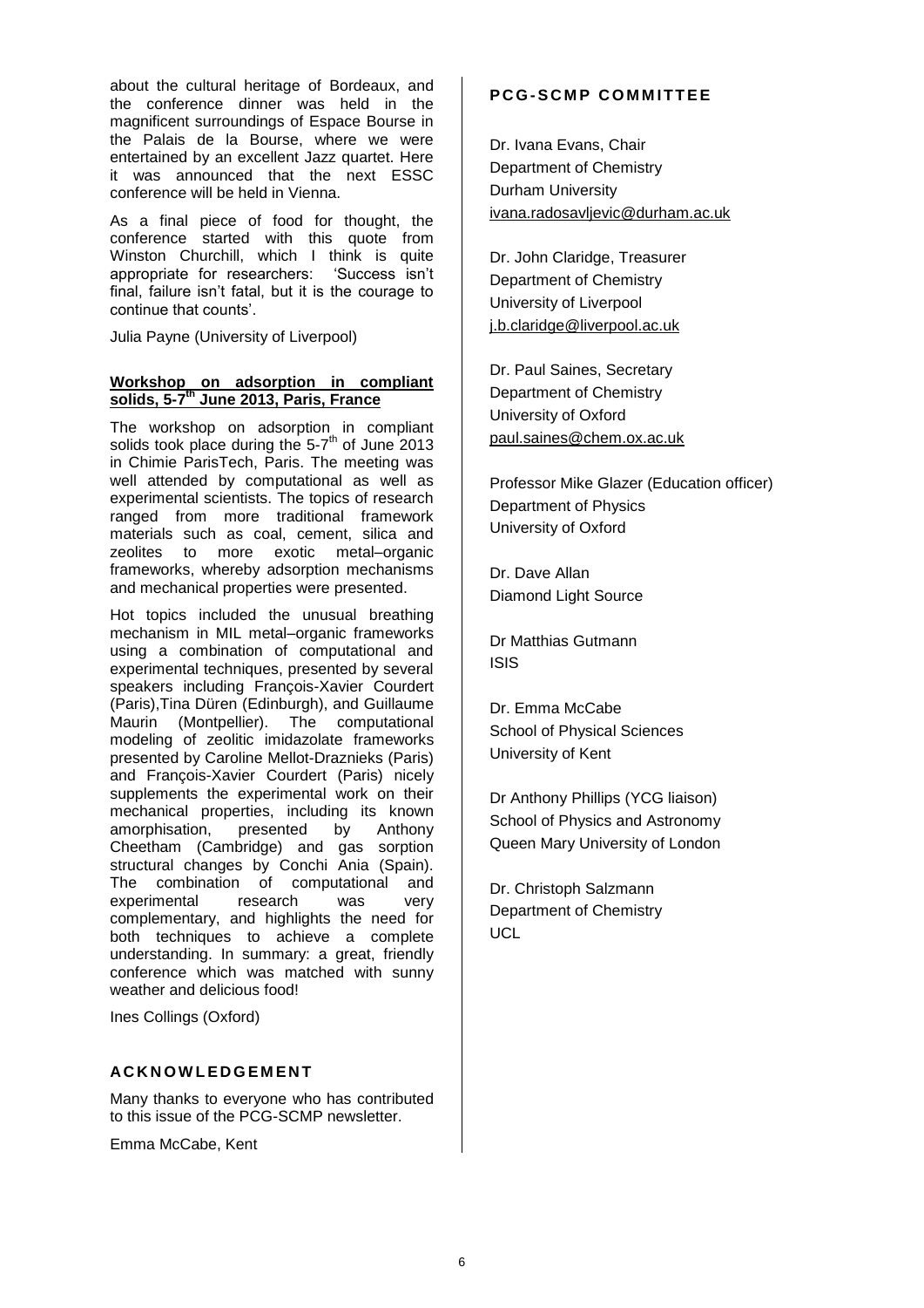about the cultural heritage of Bordeaux, and the conference dinner was held in the magnificent surroundings of Espace Bourse in the Palais de la Bourse, where we were entertained by an excellent Jazz quartet. Here it was announced that the next ESSC conference will be held in Vienna.

As a final piece of food for thought, the conference started with this quote from Winston Churchill, which I think is quite appropriate for researchers: 'Success isn't final, failure isn't fatal, but it is the courage to continue that counts'.

Julia Payne (University of Liverpool)

### Workshop on adsorption in compliant solids, 5-7th June 2013, Paris, France

The workshop on adsorption in compliant solids took place during the 5-7th of June 2013 in Chimie ParisTech, Paris. The meeting was well attended by computational as well as experimental scientists. The topics of research ranged from more traditional framework materials such as coal, cement, silica and zeolites to more exotic metal–organic frameworks, whereby adsorption mechanisms and mechanical properties were presented.

Hot topics included the unusual breathing mechanism in MIL metal–organic frameworks using a combination of computational and experimental techniques, presented by several speakers including François-Xavier Courdert (Paris),Tina Düren (Edinburgh), and Guillaume Maurin (Montpellier). The computational modeling of zeolitic imidazolate frameworks presented by Caroline Mellot-Draznieks (Paris) and François-Xavier Courdert (Paris) nicely supplements the experimental work on their mechanical properties, including its known amorphisation, presented by Anthony Cheetham (Cambridge) and gas sorption structural changes by Conchi Ania (Spain). The combination of computational and experimental research was very complementary, and highlights the need for both techniques to achieve a complete understanding. In summary: a great, friendly conference which was matched with sunny weather and delicious food!

Ines Collings (Oxford)

## ACKNOWLEDGEMENT

Many thanks to everyone who has contributed to this issue of the PCG-SCMP newsletter.

Emma McCabe, Kent

## PCG-SCMP COMMITTEE

Dr. Ivana Evans, Chair
Department of Chemistry
Durham University
ivana.radosavljevic@durham.ac.uk

Dr. John Claridge, Treasurer
Department of Chemistry
University of Liverpool
j.b.claridge@liverpool.ac.uk

Dr. Paul Saines, Secretary
Department of Chemistry
University of Oxford
paul.saines@chem.ox.ac.uk

Professor Mike Glazer (Education officer)
Department of Physics
University of Oxford

Dr. Dave Allan
Diamond Light Source

Dr Matthias Gutmann
ISIS

Dr. Emma McCabe
School of Physical Sciences
University of Kent

Dr Anthony Phillips (YCG liaison)
School of Physics and Astronomy
Queen Mary University of London

Dr. Christoph Salzmann
Department of Chemistry
UCL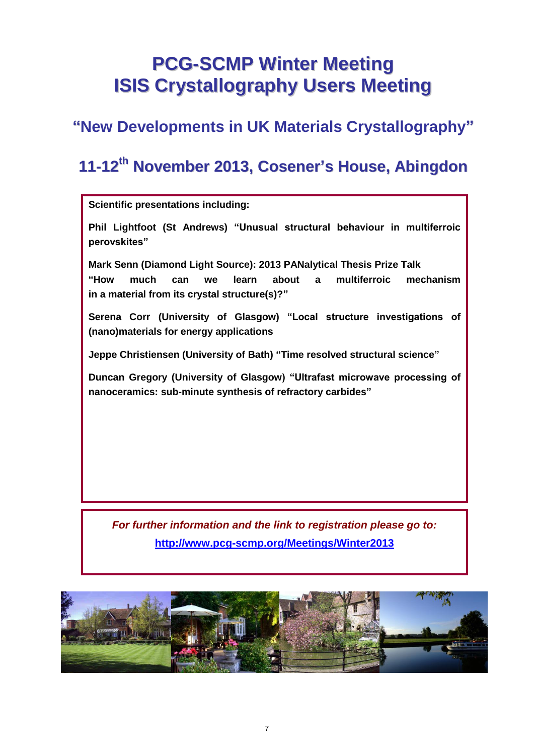# PCG-SCMP Winter Meeting
# ISIS Crystallography Users Meeting

## "New Developments in UK Materials Crystallography"

## 11-12th November 2013, Cosener's House, Abingdon

**Scientific presentations including:**

**Phil Lightfoot (St Andrews) "Unusual structural behaviour in multiferroic perovskites"**

**Mark Senn (Diamond Light Source): 2013 PANalytical Thesis Prize Talk "How much can we learn about a multiferroic mechanism in a material from its crystal structure(s)?"**

**Serena Corr (University of Glasgow) "Local structure investigations of (nano)materials for energy applications**

**Jeppe Christiensen (University of Bath) "Time resolved structural science"**

**Duncan Gregory (University of Glasgow) "Ultrafast microwave processing of nanoceramics: sub-minute synthesis of refractory carbides"**

***For further information and the link to registration please go to:***

**http://www.pcg-scmp.org/Meetings/Winter2013**